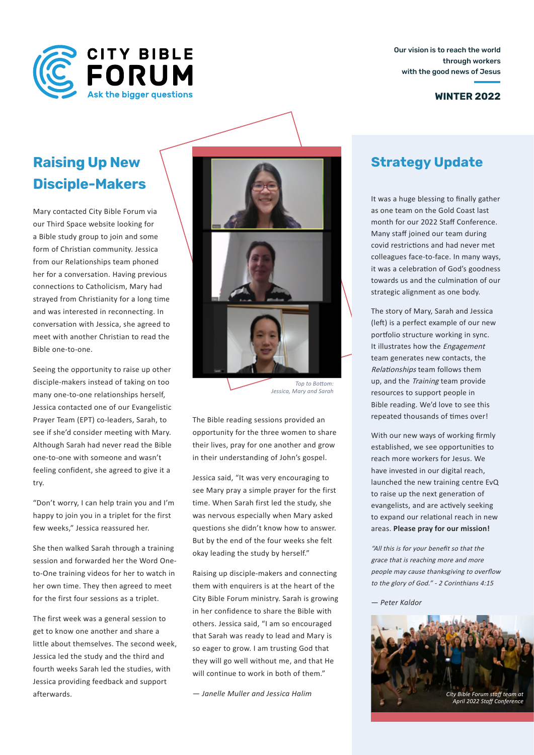CITY BIBLE FORUM

Ask the bigger questions

Our vision is to reach the world through workers with the good news of Jesus

**WINTER 2022**

## Raising Up New Disciple-Makers

Mary contacted City Bible Forum via our Third Space website looking for a Bible study group to join and some form of Christian community. Jessica from our Relationships team phoned her for a conversation. Having previous connections to Catholicism, Mary had strayed from Christianity for a long time and was interested in reconnecting. In conversation with Jessica, she agreed to meet with another Christian to read the Bible one-to-one.

Seeing the opportunity to raise up other disciple-makers instead of taking on too many one-to-one relationships herself, Jessica contacted one of our Evangelistic Prayer Team (EPT) co-leaders, Sarah, to see if she'd consider meeting with Mary. Although Sarah had never read the Bible one-to-one with someone and wasn't feeling confident, she agreed to give it a try.

"Don't worry, I can help train you and I'm happy to join you in a triplet for the first few weeks," Jessica reassured her.

She then walked Sarah through a training session and forwarded her the Word One-to-One training videos for her to watch in her own time. They then agreed to meet for the first four sessions as a triplet.

The first week was a general session to get to know one another and share a little about themselves. The second week, Jessica led the study and the third and fourth weeks Sarah led the studies, with Jessica providing feedback and support afterwards.

*Top to Bottom: Jessica, Mary and Sarah*

The Bible reading sessions provided an opportunity for the three women to share their lives, pray for one another and grow in their understanding of John's gospel.

Jessica said, "It was very encouraging to see Mary pray a simple prayer for the first time. When Sarah first led the study, she was nervous especially when Mary asked questions she didn't know how to answer. But by the end of the four weeks she felt okay leading the study by herself."

Raising up disciple-makers and connecting them with enquirers is at the heart of the City Bible Forum ministry. Sarah is growing in her confidence to share the Bible with others. Jessica said, "I am so encouraged that Sarah was ready to lead and Mary is so eager to grow. I am trusting God that they will go well without me, and that He will continue to work in both of them."

*— Janelle Muller and Jessica Halim*

## Strategy Update

It was a huge blessing to finally gather as one team on the Gold Coast last month for our 2022 Staff Conference. Many staff joined our team during covid restrictions and had never met colleagues face-to-face. In many ways, it was a celebration of God's goodness towards us and the culmination of our strategic alignment as one body.

The story of Mary, Sarah and Jessica (left) is a perfect example of our new portfolio structure working in sync. It illustrates how the *Engagement* team generates new contacts, the *Relationships* team follows them up, and the *Training* team provide resources to support people in Bible reading. We'd love to see this repeated thousands of times over!

With our new ways of working firmly established, we see opportunities to reach more workers for Jesus. We have invested in our digital reach, launched the new training centre EvQ to raise up the next generation of evangelists, and are actively seeking to expand our relational reach in new areas. **Please pray for our mission!**

*"All this is for your benefit so that the grace that is reaching more and more people may cause thanksgiving to overflow to the glory of God." - 2 Corinthians 4:15*

*— Peter Kaldor*

*City Bible Forum staff team at April 2022 Staff Conference*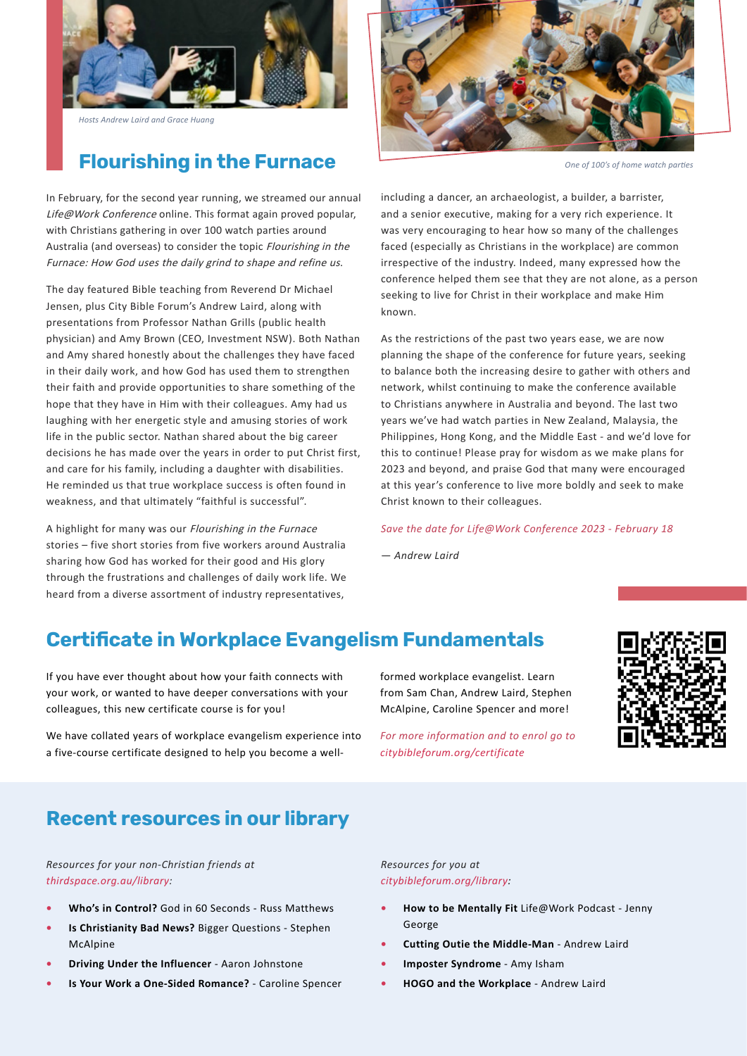Hosts Andrew Laird and Grace Huang

One of 100's of home watch parties

## Flourishing in the Furnace

In February, for the second year running, we streamed our annual *Life@Work Conference* online. This format again proved popular, with Christians gathering in over 100 watch parties around Australia (and overseas) to consider the topic *Flourishing in the Furnace: How God uses the daily grind to shape and refine us.*

The day featured Bible teaching from Reverend Dr Michael Jensen, plus City Bible Forum's Andrew Laird, along with presentations from Professor Nathan Grills (public health physician) and Amy Brown (CEO, Investment NSW). Both Nathan and Amy shared honestly about the challenges they have faced in their daily work, and how God has used them to strengthen their faith and provide opportunities to share something of the hope that they have in Him with their colleagues. Amy had us laughing with her energetic style and amusing stories of work life in the public sector. Nathan shared about the big career decisions he has made over the years in order to put Christ first, and care for his family, including a daughter with disabilities. He reminded us that true workplace success is often found in weakness, and that ultimately "faithful is successful".

A highlight for many was our *Flourishing in the Furnace* stories – five short stories from five workers around Australia sharing how God has worked for their good and His glory through the frustrations and challenges of daily work life. We heard from a diverse assortment of industry representatives, including a dancer, an archaeologist, a builder, a barrister, and a senior executive, making for a very rich experience. It was very encouraging to hear how so many of the challenges faced (especially as Christians in the workplace) are common irrespective of the industry. Indeed, many expressed how the conference helped them see that they are not alone, as a person seeking to live for Christ in their workplace and make Him known.

As the restrictions of the past two years ease, we are now planning the shape of the conference for future years, seeking to balance both the increasing desire to gather with others and network, whilst continuing to make the conference available to Christians anywhere in Australia and beyond. The last two years we've had watch parties in New Zealand, Malaysia, the Philippines, Hong Kong, and the Middle East - and we'd love for this to continue! Please pray for wisdom as we make plans for 2023 and beyond, and praise God that many were encouraged at this year's conference to live more boldly and seek to make Christ known to their colleagues.

*Save the date for Life@Work Conference 2023 - February 18*

*— Andrew Laird*

## Certificate in Workplace Evangelism Fundamentals

If you have ever thought about how your faith connects with your work, or wanted to have deeper conversations with your colleagues, this new certificate course is for you!

We have collated years of workplace evangelism experience into a five-course certificate designed to help you become a well-formed workplace evangelist. Learn from Sam Chan, Andrew Laird, Stephen McAlpine, Caroline Spencer and more!

*For more information and to enrol go to citybibleforum.org/certificate*

## Recent resources in our library

*Resources for your non-Christian friends at thirdspace.org.au/library:*

- **Who's in Control?** God in 60 Seconds - Russ Matthews
- **Is Christianity Bad News?** Bigger Questions - Stephen McAlpine
- **Driving Under the Influencer** - Aaron Johnstone
- **Is Your Work a One-Sided Romance?** - Caroline Spencer

*Resources for you at citybibleforum.org/library:*

- **How to be Mentally Fit** Life@Work Podcast - Jenny George
- **Cutting Outie the Middle-Man** - Andrew Laird
- **Imposter Syndrome** - Amy Isham
- **HOGO and the Workplace** - Andrew Laird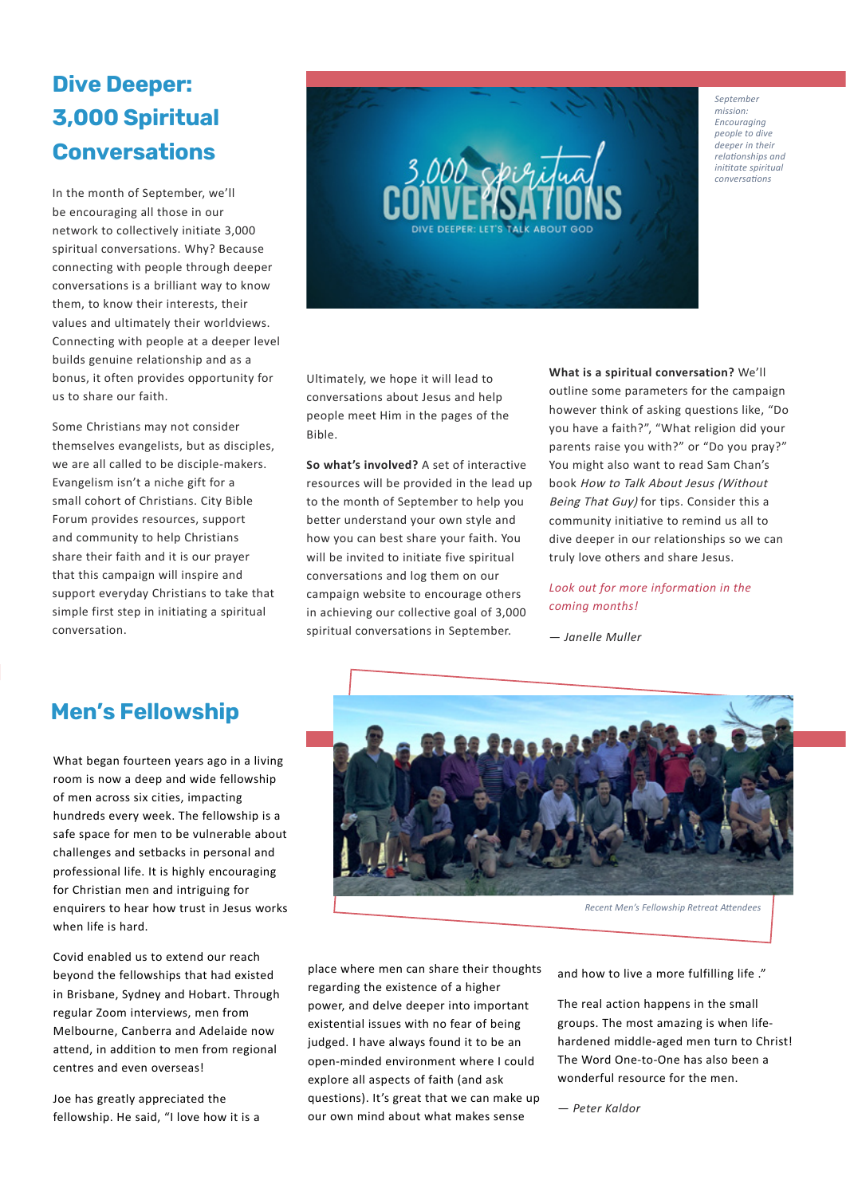## Dive Deeper: 3,000 Spiritual Conversations

*September mission: Encouraging people to dive deeper in their relationships and inititate spiritual conversations*

In the month of September, we'll be encouraging all those in our network to collectively initiate 3,000 spiritual conversations. Why? Because connecting with people through deeper conversations is a brilliant way to know them, to know their interests, their values and ultimately their worldviews. Connecting with people at a deeper level builds genuine relationship and as a bonus, it often provides opportunity for us to share our faith.

Some Christians may not consider themselves evangelists, but as disciples, we are all called to be disciple-makers. Evangelism isn't a niche gift for a small cohort of Christians. City Bible Forum provides resources, support and community to help Christians share their faith and it is our prayer that this campaign will inspire and support everyday Christians to take that simple first step in initiating a spiritual conversation.

Ultimately, we hope it will lead to conversations about Jesus and help people meet Him in the pages of the Bible.

**So what's involved?** A set of interactive resources will be provided in the lead up to the month of September to help you better understand your own style and how you can best share your faith. You will be invited to initiate five spiritual conversations and log them on our campaign website to encourage others in achieving our collective goal of 3,000 spiritual conversations in September.

**What is a spiritual conversation?** We'll outline some parameters for the campaign however think of asking questions like, "Do you have a faith?", "What religion did your parents raise you with?" or "Do you pray?" You might also want to read Sam Chan's book *How to Talk About Jesus (Without Being That Guy)* for tips. Consider this a community initiative to remind us all to dive deeper in our relationships so we can truly love others and share Jesus.

*Look out for more information in the coming months!*

*— Janelle Muller*

## Men's Fellowship

What began fourteen years ago in a living room is now a deep and wide fellowship of men across six cities, impacting hundreds every week. The fellowship is a safe space for men to be vulnerable about challenges and setbacks in personal and professional life. It is highly encouraging for Christian men and intriguing for enquirers to hear how trust in Jesus works when life is hard.

*Recent Men's Fellowship Retreat Attendees*

Covid enabled us to extend our reach beyond the fellowships that had existed in Brisbane, Sydney and Hobart. Through regular Zoom interviews, men from Melbourne, Canberra and Adelaide now attend, in addition to men from regional centres and even overseas!

Joe has greatly appreciated the fellowship. He said, "I love how it is a place where men can share their thoughts regarding the existence of a higher power, and delve deeper into important existential issues with no fear of being judged. I have always found it to be an open-minded environment where I could explore all aspects of faith (and ask questions). It's great that we can make up our own mind about what makes sense and how to live a more fulfilling life ."

The real action happens in the small groups. The most amazing is when life-hardened middle-aged men turn to Christ! The Word One-to-One has also been a wonderful resource for the men.

*— Peter Kaldor*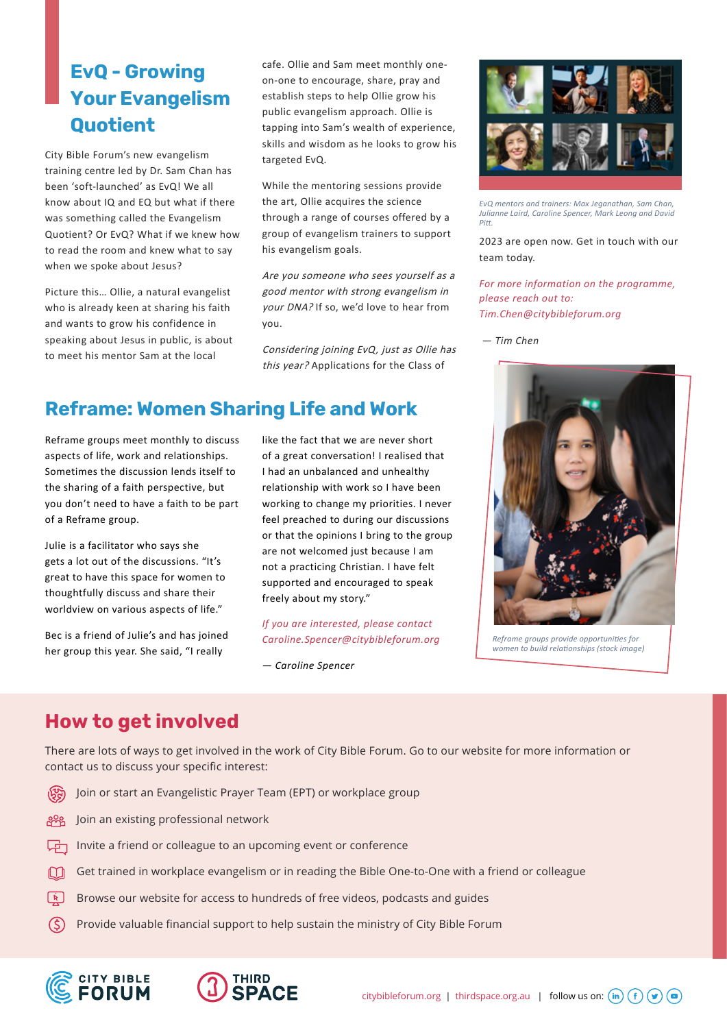## EvQ - Growing Your Evangelism Quotient

City Bible Forum's new evangelism training centre led by Dr. Sam Chan has been 'soft-launched' as EvQ! We all know about IQ and EQ but what if there was something called the Evangelism Quotient? Or EvQ? What if we knew how to read the room and knew what to say when we spoke about Jesus?

Picture this… Ollie, a natural evangelist who is already keen at sharing his faith and wants to grow his confidence in speaking about Jesus in public, is about to meet his mentor Sam at the local cafe. Ollie and Sam meet monthly one-on-one to encourage, share, pray and establish steps to help Ollie grow his public evangelism approach. Ollie is tapping into Sam's wealth of experience, skills and wisdom as he looks to grow his targeted EvQ.

While the mentoring sessions provide the art, Ollie acquires the science through a range of courses offered by a group of evangelism trainers to support his evangelism goals.

*Are you someone who sees yourself as a good mentor with strong evangelism in your DNA?* If so, we'd love to hear from you.

*Considering joining EvQ, just as Ollie has this year?* Applications for the Class of 2023 are open now. Get in touch with our team today.

*EvQ mentors and trainers: Max Jeganathan, Sam Chan, Julianne Laird, Caroline Spencer, Mark Leong and David Pitt.*

*For more information on the programme, please reach out to: Tim.Chen@citybibleforum.org*

*— Tim Chen*

## Reframe: Women Sharing Life and Work

Reframe groups meet monthly to discuss aspects of life, work and relationships. Sometimes the discussion lends itself to the sharing of a faith perspective, but you don't need to have a faith to be part of a Reframe group.

Julie is a facilitator who says she gets a lot out of the discussions. "It's great to have this space for women to thoughtfully discuss and share their worldview on various aspects of life."

Bec is a friend of Julie's and has joined her group this year. She said, "I really like the fact that we are never short of a great conversation! I realised that I had an unbalanced and unhealthy relationship with work so I have been working to change my priorities. I never feel preached to during our discussions or that the opinions I bring to the group are not welcomed just because I am not a practicing Christian. I have felt supported and encouraged to speak freely about my story."

*If you are interested, please contact Caroline.Spencer@citybibleforum.org*

*— Caroline Spencer*

*Reframe groups provide opportunities for women to build relationships (stock image)*

## How to get involved

There are lots of ways to get involved in the work of City Bible Forum. Go to our website for more information or contact us to discuss your specific interest:

- Join or start an Evangelistic Prayer Team (EPT) or workplace group
- Join an existing professional network
- Invite a friend or colleague to an upcoming event or conference
- Get trained in workplace evangelism or in reading the Bible One-to-One with a friend or colleague
- Browse our website for access to hundreds of free videos, podcasts and guides
- Provide valuable financial support to help sustain the ministry of City Bible Forum

CITY BIBLE FORUM | THIRD SPACE

citybibleforum.org | thirdspace.org.au | follow us on: